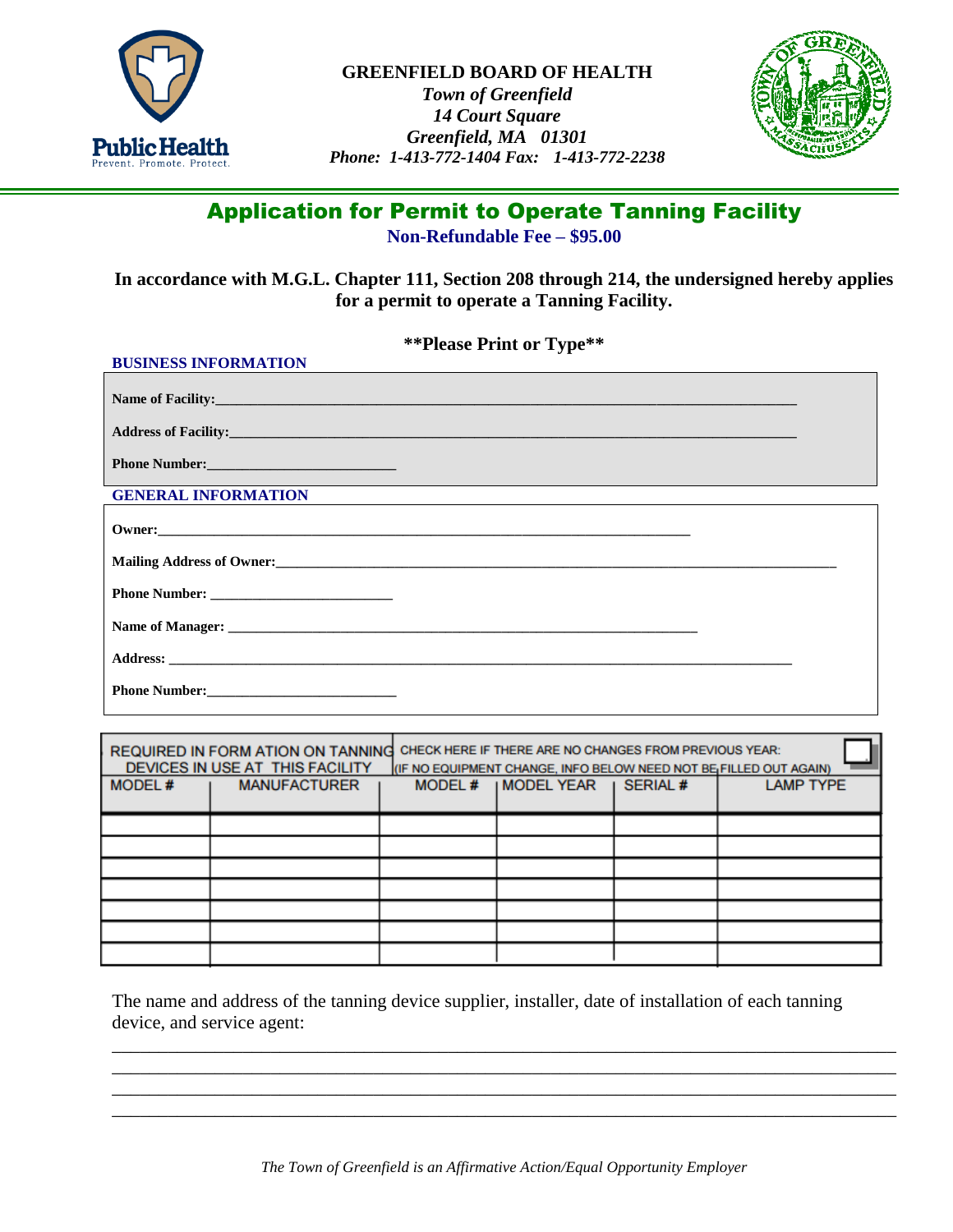**GREENFIELD BOARD OF HEALTH**
*Town of Greenfield*
*14 Court Square*
*Greenfield, MA 01301*
*Phone: 1-413-772-1404 Fax: 1-413-772-2238*

# Application for Permit to Operate Tanning Facility

**Non-Refundable Fee – $95.00**

**In accordance with M.G.L. Chapter 111, Section 208 through 214, the undersigned hereby applies for a permit to operate a Tanning Facility.**

**\*\*Please Print or Type\*\***

## BUSINESS INFORMATION

**Name of Facility:**______________________________________________________________________

**Address of Facility:**____________________________________________________________________

**Phone Number:**___________________________

## GENERAL INFORMATION

**Owner:**____________________________________________________________________________

**Mailing Address of Owner:**_________________________________________________________________

**Phone Number:** __________________________

**Name of Manager:** ______________________________________________________________

**Address:** _______________________________________________________________________________

**Phone Number:**___________________________

| REQUIRED IN FORM ATION ON TANNING DEVICES IN USE AT THIS FACILITY | | CHECK HERE IF THERE ARE NO CHANGES FROM PREVIOUS YEAR: (IF NO EQUIPMENT CHANGE, INFO BELOW NEED NOT BE FILLED OUT AGAIN) ☐ | | | |
|---|---|---|---|---|---|
| MODEL # | MANUFACTURER | MODEL # | MODEL YEAR | SERIAL # | LAMP TYPE |
| | | | | | |
| | | | | | |
| | | | | | |
| | | | | | |
| | | | | | |
| | | | | | |
| | | | | | |

The name and address of the tanning device supplier, installer, date of installation of each tanning device, and service agent:

______________________________________________________________________________________
______________________________________________________________________________________
______________________________________________________________________________________
______________________________________________________________________________________

*The Town of Greenfield is an Affirmative Action/Equal Opportunity Employer*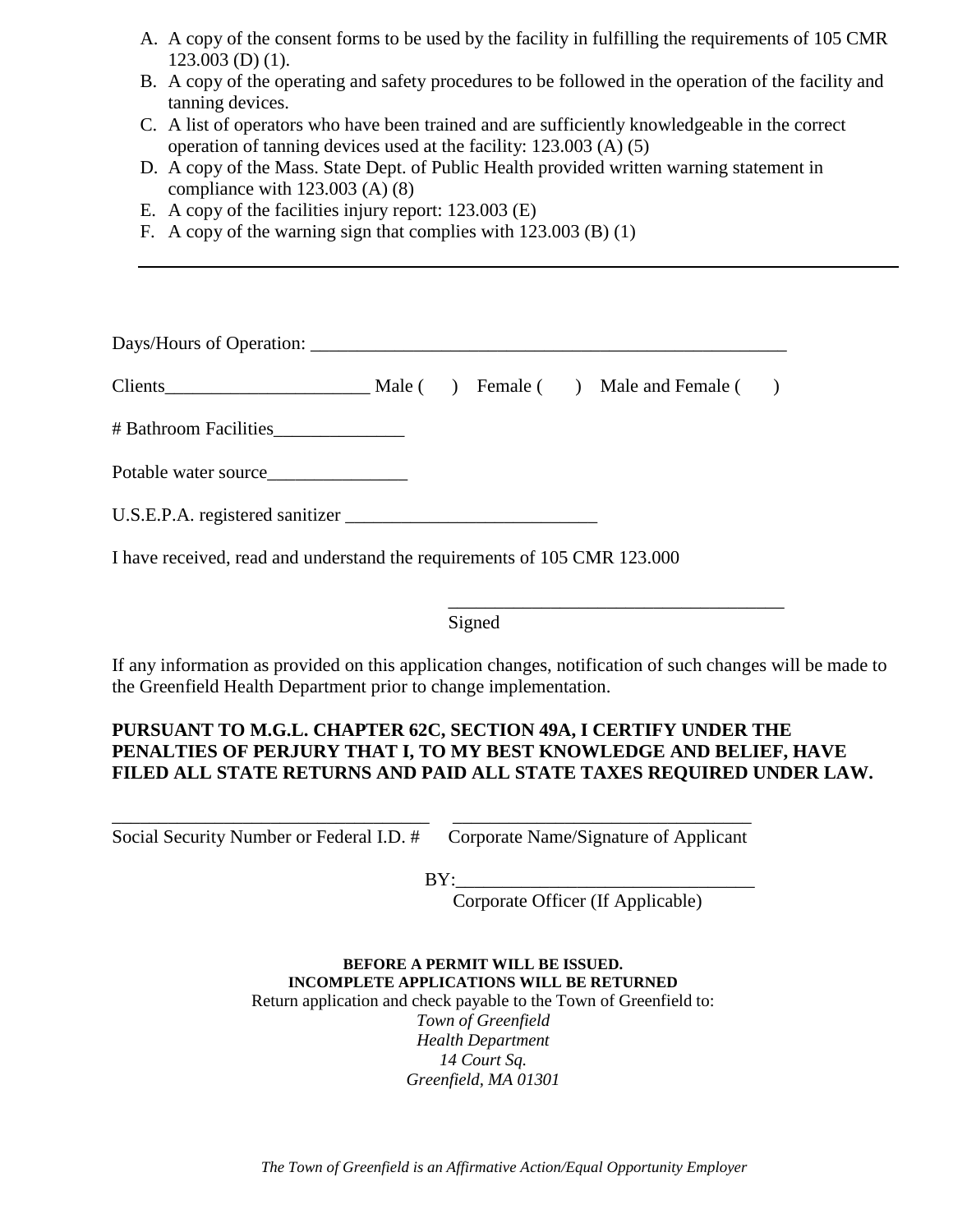A. A copy of the consent forms to be used by the facility in fulfilling the requirements of 105 CMR 123.003 (D) (1).
B. A copy of the operating and safety procedures to be followed in the operation of the facility and tanning devices.
C. A list of operators who have been trained and are sufficiently knowledgeable in the correct operation of tanning devices used at the facility: 123.003 (A) (5)
D. A copy of the Mass. State Dept. of Public Health provided written warning statement in compliance with 123.003 (A) (8)
E. A copy of the facilities injury report: 123.003 (E)
F. A copy of the warning sign that complies with 123.003 (B) (1)

---

Days/Hours of Operation: ____________________________________________________

Clients______________________ Male (   )  Female (   )  Male and Female (   )

# Bathroom Facilities______________

Potable water source_______________

U.S.E.P.A. registered sanitizer ___________________________

I have received, read and understand the requirements of 105 CMR 123.000

_____________________________________
Signed

If any information as provided on this application changes, notification of such changes will be made to the Greenfield Health Department prior to change implementation.

**PURSUANT TO M.G.L. CHAPTER 62C, SECTION 49A, I CERTIFY UNDER THE PENALTIES OF PERJURY THAT I, TO MY BEST KNOWLEDGE AND BELIEF, HAVE FILED ALL STATE RETURNS AND PAID ALL STATE TAXES REQUIRED UNDER LAW.**

___________________________________ ________________________________
Social Security Number or Federal I.D. #     Corporate Name/Signature of Applicant

BY:________________________________
Corporate Officer (If Applicable)

**BEFORE A PERMIT WILL BE ISSUED.**
**INCOMPLETE APPLICATIONS WILL BE RETURNED**
Return application and check payable to the Town of Greenfield to:
*Town of Greenfield*
*Health Department*
*14 Court Sq.*
*Greenfield, MA 01301*

*The Town of Greenfield is an Affirmative Action/Equal Opportunity Employer*